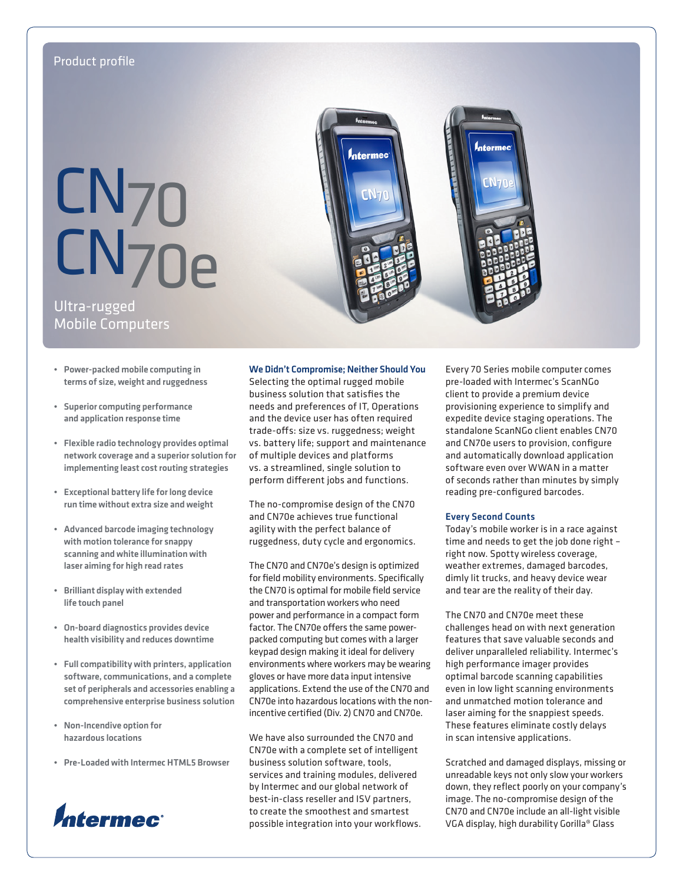Product profile

# CN70 CN70e

Ultra-rugged Mobile Computers

- **Power-packed mobile computing in terms of size, weight and ruggedness**
- **Superior computing performance and application response time**
- **Flexible radio technology provides optimal network coverage and a superior solution for implementing least cost routing strategies**
- **Exceptional battery life for long device run time without extra size and weight**
- **Advanced barcode imaging technology with motion tolerance for snappy scanning and white illumination with laser aiming for high read rates**
- **Brilliant display with extended life touch panel**
- **On-board diagnostics provides device health visibility and reduces downtime**
- **Full compatibility with printers, application software, communications, and a complete set of peripherals and accessories enabling a comprehensive enterprise business solution**
- **Non-Incendive option for hazardous locations**
- **Pre-Loaded with Intermec HTML5 Browser**

Intermec

### We Didn't Compromise; Neither Should You

Selecting the optimal rugged mobile business solution that satisfies the needs and preferences of IT, Operations and the device user has often required trade-offs: size vs. ruggedness; weight vs. battery life; support and maintenance of multiple devices and platforms vs. a streamlined, single solution to perform different jobs and functions.

The no-compromise design of the CN70 and CN70e achieves true functional agility with the perfect balance of ruggedness, duty cycle and ergonomics.

The CN70 and CN70e's design is optimized for field mobility environments. Specifically the CN70 is optimal for mobile field service and transportation workers who need power and performance in a compact form factor. The CN70e offers the same power-packed computing but comes with a larger keypad design making it ideal for delivery environments where workers may be wearing gloves or have more data input intensive applications. Extend the use of the CN70 and CN70e into hazardous locations with the non-incentive certified (Div. 2) CN70 and CN70e.

We have also surrounded the CN70 and CN70e with a complete set of intelligent business solution software, tools, services and training modules, delivered by Intermec and our global network of best-in-class reseller and ISV partners, to create the smoothest and smartest possible integration into your workflows.

Every 70 Series mobile computer comes pre-loaded with Intermec's ScanNGo client to provide a premium device provisioning experience to simplify and expedite device staging operations. The standalone ScanNGo client enables CN70 and CN70e users to provision, configure and automatically download application software even over WWAN in a matter of seconds rather than minutes by simply reading pre-configured barcodes.

### Every Second Counts

Today's mobile worker is in a race against time and needs to get the job done right – right now. Spotty wireless coverage, weather extremes, damaged barcodes, dimly lit trucks, and heavy device wear and tear are the reality of their day.

The CN70 and CN70e meet these challenges head on with next generation features that save valuable seconds and deliver unparalleled reliability. Intermec's high performance imager provides optimal barcode scanning capabilities even in low light scanning environments and unmatched motion tolerance and laser aiming for the snappiest speeds. These features eliminate costly delays in scan intensive applications.

Scratched and damaged displays, missing or unreadable keys not only slow your workers down, they reflect poorly on your company's image. The no-compromise design of the CN70 and CN70e include an all-light visible VGA display, high durability Gorilla® Glass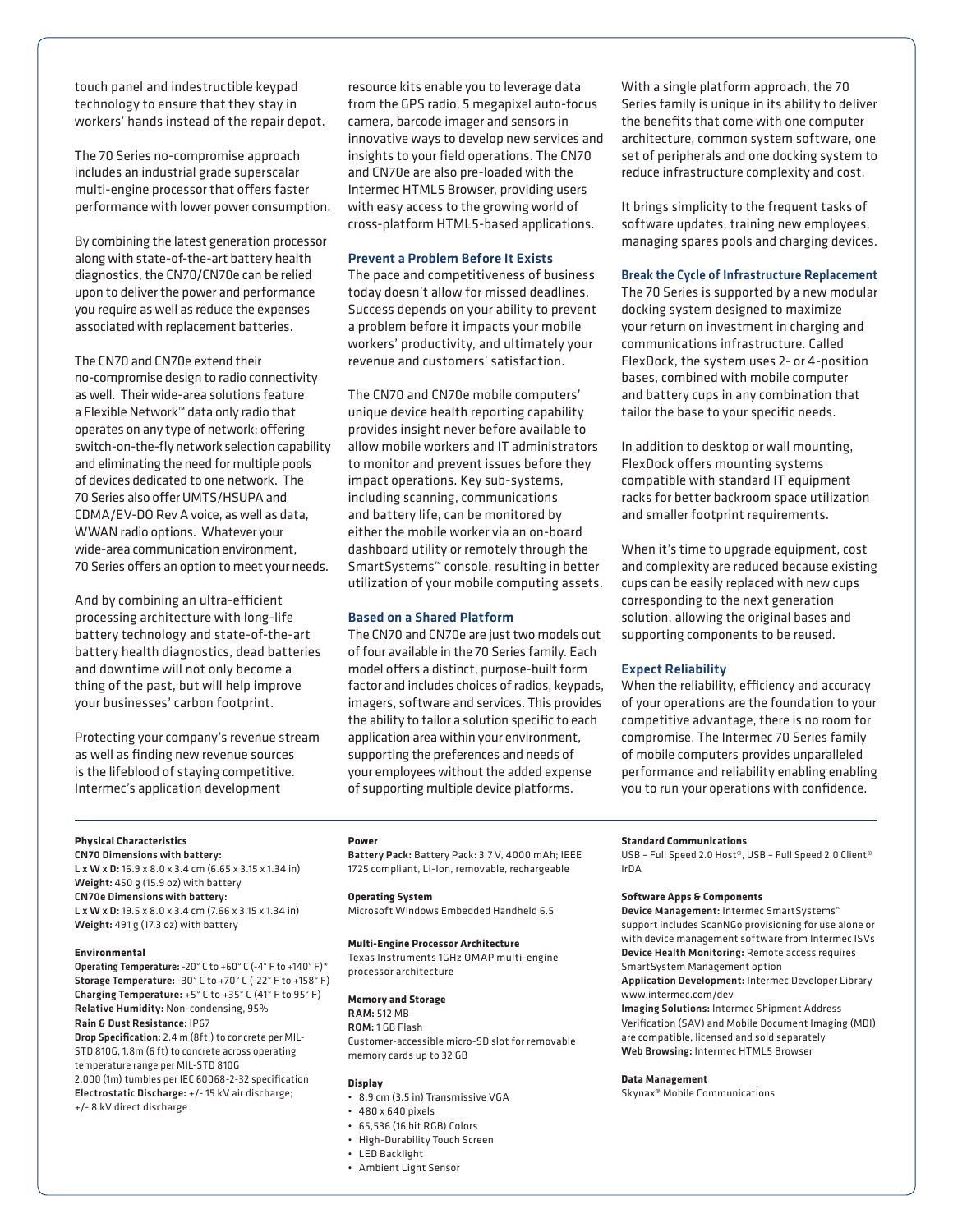touch panel and indestructible keypad technology to ensure that they stay in workers' hands instead of the repair depot.

The 70 Series no-compromise approach includes an industrial grade superscalar multi-engine processor that offers faster performance with lower power consumption.

By combining the latest generation processor along with state-of-the-art battery health diagnostics, the CN70/CN70e can be relied upon to deliver the power and performance you require as well as reduce the expenses associated with replacement batteries.

The CN70 and CN70e extend their no-compromise design to radio connectivity as well. Their wide-area solutions feature a Flexible Network™ data only radio that operates on any type of network; offering switch-on-the-fly network selection capability and eliminating the need for multiple pools of devices dedicated to one network. The 70 Series also offer UMTS/HSUPA and CDMA/EV-DO Rev A voice, as well as data, WWAN radio options. Whatever your wide-area communication environment, 70 Series offers an option to meet your needs.

And by combining an ultra-efficient processing architecture with long-life battery technology and state-of-the-art battery health diagnostics, dead batteries and downtime will not only become a thing of the past, but will help improve your businesses' carbon footprint.

Protecting your company's revenue stream as well as finding new revenue sources is the lifeblood of staying competitive. Intermec's application development resource kits enable you to leverage data from the GPS radio, 5 megapixel auto-focus camera, barcode imager and sensors in innovative ways to develop new services and insights to your field operations. The CN70 and CN70e are also pre-loaded with the Intermec HTML5 Browser, providing users with easy access to the growing world of cross-platform HTML5-based applications.

### Prevent a Problem Before It Exists

The pace and competitiveness of business today doesn't allow for missed deadlines. Success depends on your ability to prevent a problem before it impacts your mobile workers' productivity, and ultimately your revenue and customers' satisfaction.

The CN70 and CN70e mobile computers' unique device health reporting capability provides insight never before available to allow mobile workers and IT administrators to monitor and prevent issues before they impact operations. Key sub-systems, including scanning, communications and battery life, can be monitored by either the mobile worker via an on-board dashboard utility or remotely through the SmartSystems™ console, resulting in better utilization of your mobile computing assets.

### Based on a Shared Platform

The CN70 and CN70e are just two models out of four available in the 70 Series family. Each model offers a distinct, purpose-built form factor and includes choices of radios, keypads, imagers, software and services. This provides the ability to tailor a solution specific to each application area within your environment, supporting the preferences and needs of your employees without the added expense of supporting multiple device platforms.

With a single platform approach, the 70 Series family is unique in its ability to deliver the benefits that come with one computer architecture, common system software, one set of peripherals and one docking system to reduce infrastructure complexity and cost.

It brings simplicity to the frequent tasks of software updates, training new employees, managing spares pools and charging devices.

### Break the Cycle of Infrastructure Replacement

The 70 Series is supported by a new modular docking system designed to maximize your return on investment in charging and communications infrastructure. Called FlexDock, the system uses 2- or 4-position bases, combined with mobile computer and battery cups in any combination that tailor the base to your specific needs.

In addition to desktop or wall mounting, FlexDock offers mounting systems compatible with standard IT equipment racks for better backroom space utilization and smaller footprint requirements.

When it's time to upgrade equipment, cost and complexity are reduced because existing cups can be easily replaced with new cups corresponding to the next generation solution, allowing the original bases and supporting components to be reused.

### Expect Reliability

When the reliability, efficiency and accuracy of your operations are the foundation to your competitive advantage, there is no room for compromise. The Intermec 70 Series family of mobile computers provides unparalleled performance and reliability enabling enabling you to run your operations with confidence.

---

#### Physical Characteristics

**CN70 Dimensions with battery:**
**L x W x D:** 16.9 x 8.0 x 3.4 cm (6.65 x 3.15 x 1.34 in)
**Weight:** 450 g (15.9 oz) with battery
**CN70e Dimensions with battery:**
**L x W x D:** 19.5 x 8.0 x 3.4 cm (7.66 x 3.15 x 1.34 in)
**Weight:** 491 g (17.3 oz) with battery

#### Environmental

**Operating Temperature:** -20° C to +60° C (-4° F to +140° F)*
**Storage Temperature:** -30° C to +70° C (-22° F to +158° F)
**Charging Temperature:** +5° C to +35° C (41° F to 95° F)
**Relative Humidity:** Non-condensing, 95%
**Rain & Dust Resistance:** IP67
**Drop Specification:** 2.4 m (8ft.) to concrete per MIL-STD 810G, 1.8m (6 ft) to concrete across operating temperature range per MIL-STD 810G
2,000 (1m) tumbles per IEC 60068-2-32 specification
**Electrostatic Discharge:** +/- 15 kV air discharge; +/- 8 kV direct discharge

#### Power

**Battery Pack:** Battery Pack: 3.7 V, 4000 mAh; IEEE 1725 compliant, Li-Ion, removable, rechargeable

#### Operating System

Microsoft Windows Embedded Handheld 6.5

#### Multi-Engine Processor Architecture

Texas Instruments 1GHz OMAP multi-engine processor architecture

#### Memory and Storage

**RAM:** 512 MB
**ROM:** 1 GB Flash
Customer-accessible micro-SD slot for removable memory cards up to 32 GB

#### Display

- 8.9 cm (3.5 in) Transmissive VGA
- 480 x 640 pixels
- 65,536 (16 bit RGB) Colors
- High-Durability Touch Screen
- LED Backlight
- Ambient Light Sensor

#### Standard Communications

USB – Full Speed 2.0 Host®, USB – Full Speed 2.0 Client®
IrDA

#### Software Apps & Components

**Device Management:** Intermec SmartSystems™ support includes ScanNGo provisioning for use alone or with device management software from Intermec ISVs
**Device Health Monitoring:** Remote access requires SmartSystem Management option
**Application Development:** Intermec Developer Library www.intermec.com/dev
**Imaging Solutions:** Intermec Shipment Address Verification (SAV) and Mobile Document Imaging (MDI) are compatible, licensed and sold separately
**Web Browsing:** Intermec HTML5 Browser

#### Data Management

Skynax® Mobile Communications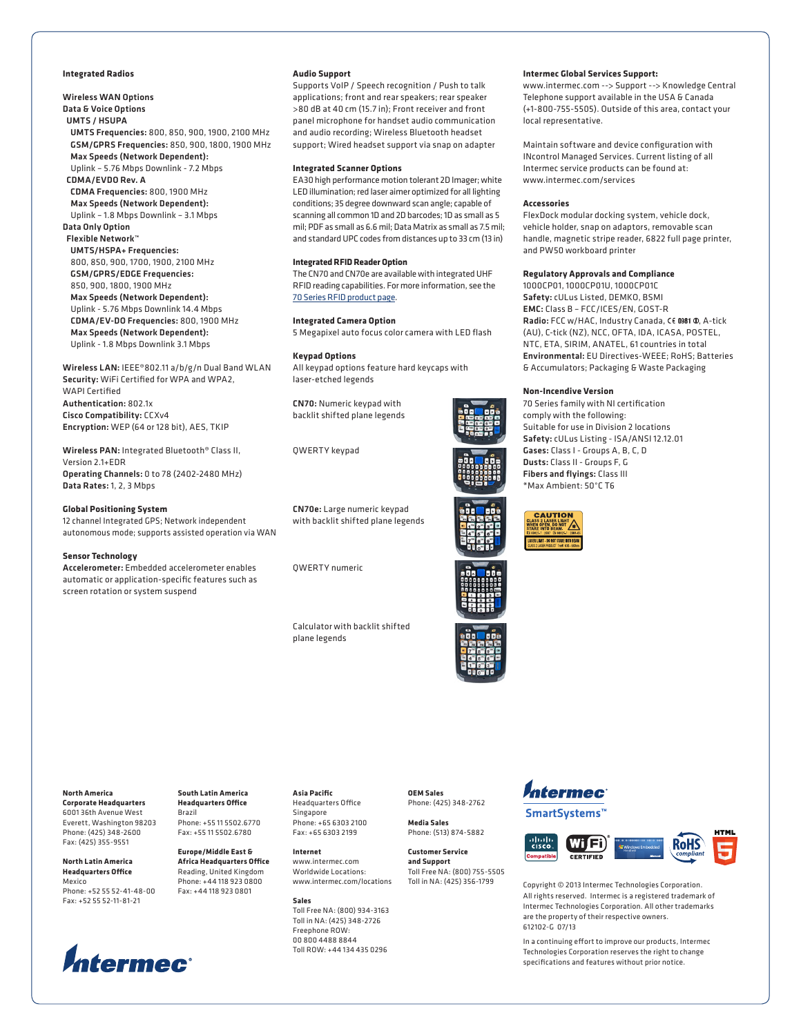### Integrated Radios

**Wireless WAN Options**
**Data & Voice Options**
**UMTS / HSUPA**
**UMTS Frequencies:** 800, 850, 900, 1900, 2100 MHz
**GSM/GPRS Frequencies:** 850, 900, 1800, 1900 MHz
**Max Speeds (Network Dependent):**
Uplink – 5.76 Mbps Downlink - 7.2 Mbps
**CDMA/EVDO Rev. A**
**CDMA Frequencies:** 800, 1900 MHz
**Max Speeds (Network Dependent):**
Uplink – 1.8 Mbps Downlink – 3.1 Mbps
**Data Only Option**
**Flexible Network™**
**UMTS/HSPA+ Frequencies:**
800, 850, 900, 1700, 1900, 2100 MHz
**GSM/GPRS/EDGE Frequencies:**
850, 900, 1800, 1900 MHz
**Max Speeds (Network Dependent):**
Uplink - 5.76 Mbps Downlink 14.4 Mbps
**CDMA/EV-DO Frequencies:** 800, 1900 MHz
**Max Speeds (Network Dependent):**
Uplink - 1.8 Mbps Downlink 3.1 Mbps

**Wireless LAN:** IEEE®802.11 a/b/g/n Dual Band WLAN
**Security:** WiFi Certified for WPA and WPA2, WAPI Certified
**Authentication:** 802.1x
**Cisco Compatibility:** CCXv4
**Encryption:** WEP (64 or 128 bit), AES, TKIP

**Wireless PAN:** Integrated Bluetooth® Class II, Version 2.1+EDR
**Operating Channels:** 0 to 78 (2402-2480 MHz)
**Data Rates:** 1, 2, 3 Mbps

**Global Positioning System**
12 channel Integrated GPS; Network independent autonomous mode; supports assisted operation via WAN

**Sensor Technology**
**Accelerometer:** Embedded accelerometer enables automatic or application-specific features such as screen rotation or system suspend

### Audio Support
Supports VoIP / Speech recognition / Push to talk applications; front and rear speakers; rear speaker >80 dB at 40 cm (15.7 in); Front receiver and front panel microphone for handset audio communication and audio recording; Wireless Bluetooth headset support; Wired headset support via snap on adapter

### Integrated Scanner Options
EA30 high performance motion tolerant 2D Imager; white LED illumination; red laser aimer optimized for all lighting conditions; 35 degree downward scan angle; capable of scanning all common 1D and 2D barcodes; 1D as small as 5 mil; PDF as small as 6.6 mil; Data Matrix as small as 7.5 mil; and standard UPC codes from distances up to 33 cm (13 in)

### Integrated RFID Reader Option
The CN70 and CN70e are available with integrated UHF RFID reading capabilities. For more information, see the 70 Series RFID product page.

### Integrated Camera Option
5 Megapixel auto focus color camera with LED flash

### Keypad Options
All keypad options feature hard keycaps with laser-etched legends

**CN70:** Numeric keypad with backlit shifted plane legends

QWERTY keypad

**CN70e:** Large numeric keypad with backlit shifted plane legends

QWERTY numeric

Calculator with backlit shifted plane legends

### Intermec Global Services Support:
www.intermec.com --> Support --> Knowledge Central
Telephone support available in the USA & Canada (+1-800-755-5505). Outside of this area, contact your local representative.

Maintain software and device configuration with INcontrol Managed Services. Current listing of all Intermec service products can be found at: www.intermec.com/services

### Accessories
FlexDock modular docking system, vehicle dock, vehicle holder, snap on adaptors, removable scan handle, magnetic stripe reader, 6822 full page printer, and PW50 workboard printer

### Regulatory Approvals and Compliance
1000CP01, 1000CP01U, 1000CP01C
**Safety:** cULus Listed, DEMKO, BSMI
**EMC:** Class B – FCC/ICES/EN, GOST-R
**Radio:** FCC w/HAC, Industry Canada, CE 0981 ⓘ, A-tick (AU), C-tick (NZ), NCC, OFTA, IDA, ICASA, POSTEL, NTC, ETA, SIRIM, ANATEL, 61 countries in total
**Environmental:** EU Directives-WEEE; RoHS; Batteries & Accumulators; Packaging & Waste Packaging

### Non-Incendive Version
70 Series family with NI certification comply with the following:
Suitable for use in Division 2 locations
**Safety:** cULus Listing - ISA/ANSI 12.12.01
**Gases:** Class I - Groups A, B, C, D
**Dusts:** Class II - Groups F, G
**Fibers and flyings:** Class III
*Max Ambient: 50°C T6

CAUTION
CLASS 2 LASER LIGHT
WHEN OPEN. DO NOT STARE INTO BEAM.

---

**North America**
**Corporate Headquarters**
6001 36th Avenue West
Everett, Washington 98203
Phone: (425) 348-2600
Fax: (425) 355-9551

**North Latin America**
**Headquarters Office**
Mexico
Phone: +52 55 52-41-48-00
Fax: +52 55 52-11-81-21

**South Latin America**
**Headquarters Office**
Brazil
Phone: +55 11 5502.6770
Fax: +55 11 5502.6780

**Europe/Middle East & Africa Headquarters Office**
Reading, United Kingdom
Phone: +44 118 923 0800
Fax: +44 118 923 0801

**Asia Pacific**
Headquarters Office
Singapore
Phone: +65 6303 2100
Fax: +65 6303 2199

**Internet**
www.intermec.com
Worldwide Locations:
www.intermec.com/locations

**Sales**
Toll Free NA: (800) 934-3163
Toll in NA: (425) 348-2726
Freephone ROW:
00 800 4488 8844
Toll ROW: +44 134 435 0296

**OEM Sales**
Phone: (425) 348-2762

**Media Sales**
Phone: (513) 874-5882

**Customer Service and Support**
Toll Free NA: (800) 755-5505
Toll in NA: (425) 356-1799

Intermec
SmartSystems™

Copyright © 2013 Intermec Technologies Corporation. All rights reserved. Intermec is a registered trademark of Intermec Technologies Corporation. All other trademarks are the property of their respective owners.
612102-G 07/13

In a continuing effort to improve our products, Intermec Technologies Corporation reserves the right to change specifications and features without prior notice.